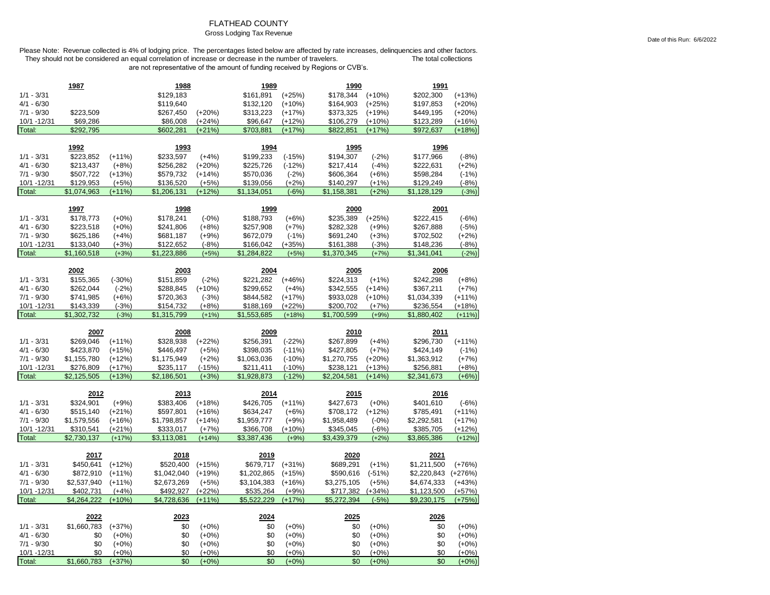# FLATHEAD COUNTY

Gross Lodging Tax Revenue

Date of this Run: 6/6/2022

Please Note: Revenue collected is 4% of lodging price. The percentages listed below are affected by rate increases, delinquencies and other factors. They should not be considered an equal correlation of increase or decrease in the number of travelers. The total collections are not representative of the amount of funding received by Regions or CVB's.

| | 1987 | | 1988 | | 1989 | | 1990 | | 1991 | |
|---|---|---|---|---|---|---|---|---|---|---|
| 1/1 - 3/31 | | | $129,183 | | $161,891 | (+25%) | $178,344 | (+10%) | $202,300 | (+13%) |
| 4/1 - 6/30 | | | $119,640 | | $132,120 | (+10%) | $164,903 | (+25%) | $197,853 | (+20%) |
| 7/1 - 9/30 | $223,509 | | $267,450 | (+20%) | $313,223 | (+17%) | $373,325 | (+19%) | $449,195 | (+20%) |
| 10/1 -12/31 | $69,286 | | $86,008 | (+24%) | $96,647 | (+12%) | $106,279 | (+10%) | $123,289 | (+16%) |
| Total: | $292,795 | | $602,281 | (+21%) | $703,881 | (+17%) | $822,851 | (+17%) | $972,637 | (+18%) |

| | 1992 | | 1993 | | 1994 | | 1995 | | 1996 | |
|---|---|---|---|---|---|---|---|---|---|---|
| 1/1 - 3/31 | $223,852 | (+11%) | $233,597 | (+4%) | $199,233 | (-15%) | $194,307 | (-2%) | $177,966 | (-8%) |
| 4/1 - 6/30 | $213,437 | (+8%) | $256,282 | (+20%) | $225,726 | (-12%) | $217,414 | (-4%) | $222,631 | (+2%) |
| 7/1 - 9/30 | $507,722 | (+13%) | $579,732 | (+14%) | $570,036 | (-2%) | $606,364 | (+6%) | $598,284 | (-1%) |
| 10/1 -12/31 | $129,953 | (+5%) | $136,520 | (+5%) | $139,056 | (+2%) | $140,297 | (+1%) | $129,249 | (-8%) |
| Total: | $1,074,963 | (+11%) | $1,206,131 | (+12%) | $1,134,051 | (-6%) | $1,158,381 | (+2%) | $1,128,129 | (-3%) |

| | 1997 | | 1998 | | 1999 | | 2000 | | 2001 | |
|---|---|---|---|---|---|---|---|---|---|---|
| 1/1 - 3/31 | $178,773 | (+0%) | $178,241 | (-0%) | $188,793 | (+6%) | $235,389 | (+25%) | $222,415 | (-6%) |
| 4/1 - 6/30 | $223,518 | (+0%) | $241,806 | (+8%) | $257,908 | (+7%) | $282,328 | (+9%) | $267,888 | (-5%) |
| 7/1 - 9/30 | $625,186 | (+4%) | $681,187 | (+9%) | $672,079 | (-1%) | $691,240 | (+3%) | $702,502 | (+2%) |
| 10/1 -12/31 | $133,040 | (+3%) | $122,652 | (-8%) | $166,042 | (+35%) | $161,388 | (-3%) | $148,236 | (-8%) |
| Total: | $1,160,518 | (+3%) | $1,223,886 | (+5%) | $1,284,822 | (+5%) | $1,370,345 | (+7%) | $1,341,041 | (-2%) |

| | 2002 | | 2003 | | 2004 | | 2005 | | 2006 | |
|---|---|---|---|---|---|---|---|---|---|---|
| 1/1 - 3/31 | $155,365 | (-30%) | $151,859 | (-2%) | $221,282 | (+46%) | $224,313 | (+1%) | $242,298 | (+8%) |
| 4/1 - 6/30 | $262,044 | (-2%) | $288,845 | (+10%) | $299,652 | (+4%) | $342,555 | (+14%) | $367,211 | (+7%) |
| 7/1 - 9/30 | $741,985 | (+6%) | $720,363 | (-3%) | $844,582 | (+17%) | $933,028 | (+10%) | $1,034,339 | (+11%) |
| 10/1 -12/31 | $143,339 | (-3%) | $154,732 | (+8%) | $188,169 | (+22%) | $200,702 | (+7%) | $236,554 | (+18%) |
| Total: | $1,302,732 | (-3%) | $1,315,799 | (+1%) | $1,553,685 | (+18%) | $1,700,599 | (+9%) | $1,880,402 | (+11%) |

| | 2007 | | 2008 | | 2009 | | 2010 | | 2011 | |
|---|---|---|---|---|---|---|---|---|---|---|
| 1/1 - 3/31 | $269,046 | (+11%) | $328,938 | (+22%) | $256,391 | (-22%) | $267,899 | (+4%) | $296,730 | (+11%) |
| 4/1 - 6/30 | $423,870 | (+15%) | $446,497 | (+5%) | $398,035 | (-11%) | $427,805 | (+7%) | $424,149 | (-1%) |
| 7/1 - 9/30 | $1,155,780 | (+12%) | $1,175,949 | (+2%) | $1,063,036 | (-10%) | $1,270,755 | (+20%) | $1,363,912 | (+7%) |
| 10/1 -12/31 | $276,809 | (+17%) | $235,117 | (-15%) | $211,411 | (-10%) | $238,121 | (+13%) | $256,881 | (+8%) |
| Total: | $2,125,505 | (+13%) | $2,186,501 | (+3%) | $1,928,873 | (-12%) | $2,204,581 | (+14%) | $2,341,673 | (+6%) |

| | 2012 | | 2013 | | 2014 | | 2015 | | 2016 | |
|---|---|---|---|---|---|---|---|---|---|---|
| 1/1 - 3/31 | $324,901 | (+9%) | $383,406 | (+18%) | $426,705 | (+11%) | $427,673 | (+0%) | $401,610 | (-6%) |
| 4/1 - 6/30 | $515,140 | (+21%) | $597,801 | (+16%) | $634,247 | (+6%) | $708,172 | (+12%) | $785,491 | (+11%) |
| 7/1 - 9/30 | $1,579,556 | (+16%) | $1,798,857 | (+14%) | $1,959,777 | (+9%) | $1,958,489 | (-0%) | $2,292,581 | (+17%) |
| 10/1 -12/31 | $310,541 | (+21%) | $333,017 | (+7%) | $366,708 | (+10%) | $345,045 | (-6%) | $385,705 | (+12%) |
| Total: | $2,730,137 | (+17%) | $3,113,081 | (+14%) | $3,387,436 | (+9%) | $3,439,379 | (+2%) | $3,865,386 | (+12%) |

| | 2017 | | 2018 | | 2019 | | 2020 | | 2021 | |
|---|---|---|---|---|---|---|---|---|---|---|
| 1/1 - 3/31 | $450,641 | (+12%) | $520,400 | (+15%) | $679,717 | (+31%) | $689,291 | (+1%) | $1,211,500 | (+76%) |
| 4/1 - 6/30 | $872,910 | (+11%) | $1,042,040 | (+19%) | $1,202,865 | (+15%) | $590,616 | (-51%) | $2,220,843 | (+276%) |
| 7/1 - 9/30 | $2,537,940 | (+11%) | $2,673,269 | (+5%) | $3,104,383 | (+16%) | $3,275,105 | (+5%) | $4,674,333 | (+43%) |
| 10/1 -12/31 | $402,731 | (+4%) | $492,927 | (+22%) | $535,264 | (+9%) | $717,382 | (+34%) | $1,123,500 | (+57%) |
| Total: | $4,264,222 | (+10%) | $4,728,636 | (+11%) | $5,522,229 | (+17%) | $5,272,394 | (-5%) | $9,230,175 | (+75%) |

| | 2022 | | 2023 | | 2024 | | 2025 | | 2026 | |
|---|---|---|---|---|---|---|---|---|---|---|
| 1/1 - 3/31 | $1,660,783 | (+37%) | $0 | (+0%) | $0 | (+0%) | $0 | (+0%) | $0 | (+0%) |
| 4/1 - 6/30 | $0 | (+0%) | $0 | (+0%) | $0 | (+0%) | $0 | (+0%) | $0 | (+0%) |
| 7/1 - 9/30 | $0 | (+0%) | $0 | (+0%) | $0 | (+0%) | $0 | (+0%) | $0 | (+0%) |
| 10/1 -12/31 | $0 | (+0%) | $0 | (+0%) | $0 | (+0%) | $0 | (+0%) | $0 | (+0%) |
| Total: | $1,660,783 | (+37%) | $0 | (+0%) | $0 | (+0%) | $0 | (+0%) | $0 | (+0%) |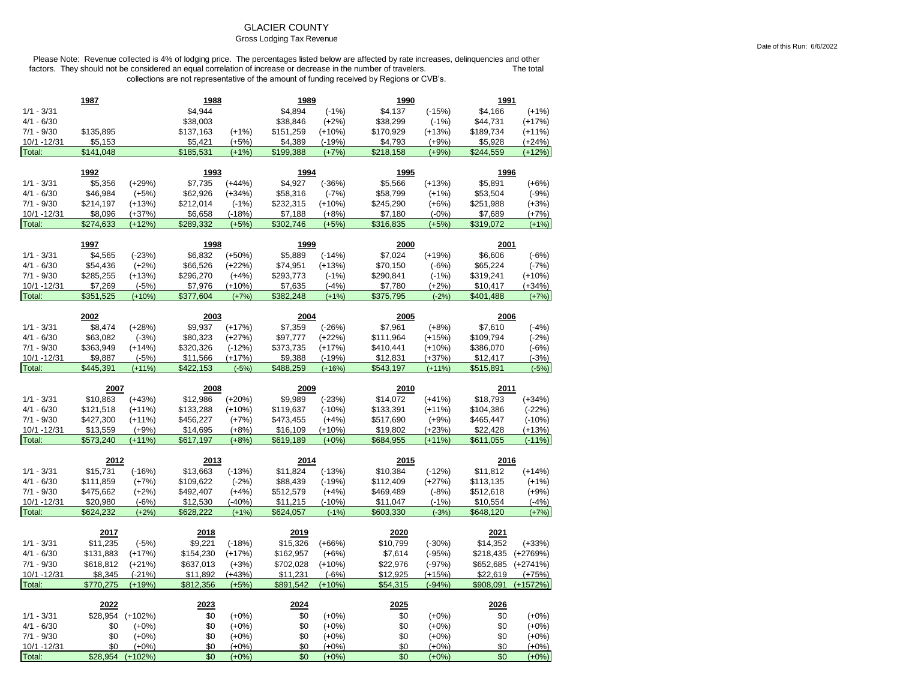GLACIER COUNTY

Gross Lodging Tax Revenue

Date of this Run: 6/6/2022

Please Note: Revenue collected is 4% of lodging price. The percentages listed below are affected by rate increases, delinquencies and other factors. They should not be considered an equal correlation of increase or decrease in the number of travelers. The total collections are not representative of the amount of funding received by Regions or CVB's.

| | 1987 | | 1988 | | 1989 | | 1990 | | 1991 | |
|---|---|---|---|---|---|---|---|---|---|---|
| 1/1 - 3/31 | | | $4,944 | | $4,894 | (-1%) | $4,137 | (-15%) | $4,166 | (+1%) |
| 4/1 - 6/30 | | | $38,003 | | $38,846 | (+2%) | $38,299 | (-1%) | $44,731 | (+17%) |
| 7/1 - 9/30 | $135,895 | | $137,163 | (+1%) | $151,259 | (+10%) | $170,929 | (+13%) | $189,734 | (+11%) |
| 10/1 -12/31 | $5,153 | | $5,421 | (+5%) | $4,389 | (-19%) | $4,793 | (+9%) | $5,928 | (+24%) |
| Total: | $141,048 | | $185,531 | (+1%) | $199,388 | (+7%) | $218,158 | (+9%) | $244,559 | (+12%) |

| | 1992 | | 1993 | | 1994 | | 1995 | | 1996 | |
|---|---|---|---|---|---|---|---|---|---|---|
| 1/1 - 3/31 | $5,356 | (+29%) | $7,735 | (+44%) | $4,927 | (-36%) | $5,566 | (+13%) | $5,891 | (+6%) |
| 4/1 - 6/30 | $46,984 | (+5%) | $62,926 | (+34%) | $58,316 | (-7%) | $58,799 | (+1%) | $53,504 | (-9%) |
| 7/1 - 9/30 | $214,197 | (+13%) | $212,014 | (-1%) | $232,315 | (+10%) | $245,290 | (+6%) | $251,988 | (+3%) |
| 10/1 -12/31 | $8,096 | (+37%) | $6,658 | (-18%) | $7,188 | (+8%) | $7,180 | (-0%) | $7,689 | (+7%) |
| Total: | $274,633 | (+12%) | $289,332 | (+5%) | $302,746 | (+5%) | $316,835 | (+5%) | $319,072 | (+1%) |

| | 1997 | | 1998 | | 1999 | | 2000 | | 2001 | |
|---|---|---|---|---|---|---|---|---|---|---|
| 1/1 - 3/31 | $4,565 | (-23%) | $6,832 | (+50%) | $5,889 | (-14%) | $7,024 | (+19%) | $6,606 | (-6%) |
| 4/1 - 6/30 | $54,436 | (+2%) | $66,526 | (+22%) | $74,951 | (+13%) | $70,150 | (-6%) | $65,224 | (-7%) |
| 7/1 - 9/30 | $285,255 | (+13%) | $296,270 | (+4%) | $293,773 | (-1%) | $290,841 | (-1%) | $319,241 | (+10%) |
| 10/1 -12/31 | $7,269 | (-5%) | $7,976 | (+10%) | $7,635 | (-4%) | $7,780 | (+2%) | $10,417 | (+34%) |
| Total: | $351,525 | (+10%) | $377,604 | (+7%) | $382,248 | (+1%) | $375,795 | (-2%) | $401,488 | (+7%) |

| | 2002 | | 2003 | | 2004 | | 2005 | | 2006 | |
|---|---|---|---|---|---|---|---|---|---|---|
| 1/1 - 3/31 | $8,474 | (+28%) | $9,937 | (+17%) | $7,359 | (-26%) | $7,961 | (+8%) | $7,610 | (-4%) |
| 4/1 - 6/30 | $63,082 | (-3%) | $80,323 | (+27%) | $97,777 | (+22%) | $111,964 | (+15%) | $109,794 | (-2%) |
| 7/1 - 9/30 | $363,949 | (+14%) | $320,326 | (-12%) | $373,735 | (+17%) | $410,441 | (+10%) | $386,070 | (-6%) |
| 10/1 -12/31 | $9,887 | (-5%) | $11,566 | (+17%) | $9,388 | (-19%) | $12,831 | (+37%) | $12,417 | (-3%) |
| Total: | $445,391 | (+11%) | $422,153 | (-5%) | $488,259 | (+16%) | $543,197 | (+11%) | $515,891 | (-5%) |

| | 2007 | | 2008 | | 2009 | | 2010 | | 2011 | |
|---|---|---|---|---|---|---|---|---|---|---|
| 1/1 - 3/31 | $10,863 | (+43%) | $12,986 | (+20%) | $9,989 | (-23%) | $14,072 | (+41%) | $18,793 | (+34%) |
| 4/1 - 6/30 | $121,518 | (+11%) | $133,288 | (+10%) | $119,637 | (-10%) | $133,391 | (+11%) | $104,386 | (-22%) |
| 7/1 - 9/30 | $427,300 | (+11%) | $456,227 | (+7%) | $473,455 | (+4%) | $517,690 | (+9%) | $465,447 | (-10%) |
| 10/1 -12/31 | $13,559 | (+9%) | $14,695 | (+8%) | $16,109 | (+10%) | $19,802 | (+23%) | $22,428 | (+13%) |
| Total: | $573,240 | (+11%) | $617,197 | (+8%) | $619,189 | (+0%) | $684,955 | (+11%) | $611,055 | (-11%) |

| | 2012 | | 2013 | | 2014 | | 2015 | | 2016 | |
|---|---|---|---|---|---|---|---|---|---|---|
| 1/1 - 3/31 | $15,731 | (-16%) | $13,663 | (-13%) | $11,824 | (-13%) | $10,384 | (-12%) | $11,812 | (+14%) |
| 4/1 - 6/30 | $111,859 | (+7%) | $109,622 | (-2%) | $88,439 | (-19%) | $112,409 | (+27%) | $113,135 | (+1%) |
| 7/1 - 9/30 | $475,662 | (+2%) | $492,407 | (+4%) | $512,579 | (+4%) | $469,489 | (-8%) | $512,618 | (+9%) |
| 10/1 -12/31 | $20,980 | (-6%) | $12,530 | (-40%) | $11,215 | (-10%) | $11,047 | (-1%) | $10,554 | (-4%) |
| Total: | $624,232 | (+2%) | $628,222 | (+1%) | $624,057 | (-1%) | $603,330 | (-3%) | $648,120 | (+7%) |

| | 2017 | | 2018 | | 2019 | | 2020 | | 2021 | |
|---|---|---|---|---|---|---|---|---|---|---|
| 1/1 - 3/31 | $11,235 | (-5%) | $9,221 | (-18%) | $15,326 | (+66%) | $10,799 | (-30%) | $14,352 | (+33%) |
| 4/1 - 6/30 | $131,883 | (+17%) | $154,230 | (+17%) | $162,957 | (+6%) | $7,614 | (-95%) | $218,435 | (+2769%) |
| 7/1 - 9/30 | $618,812 | (+21%) | $637,013 | (+3%) | $702,028 | (+10%) | $22,976 | (-97%) | $652,685 | (+2741%) |
| 10/1 -12/31 | $8,345 | (-21%) | $11,892 | (+43%) | $11,231 | (-6%) | $12,925 | (+15%) | $22,619 | (+75%) |
| Total: | $770,275 | (+19%) | $812,356 | (+5%) | $891,542 | (+10%) | $54,315 | (-94%) | $908,091 | (+1572%) |

| | 2022 | | 2023 | | 2024 | | 2025 | | 2026 | |
|---|---|---|---|---|---|---|---|---|---|---|
| 1/1 - 3/31 | $28,954 | (+102%) | $0 | (+0%) | $0 | (+0%) | $0 | (+0%) | $0 | (+0%) |
| 4/1 - 6/30 | $0 | (+0%) | $0 | (+0%) | $0 | (+0%) | $0 | (+0%) | $0 | (+0%) |
| 7/1 - 9/30 | $0 | (+0%) | $0 | (+0%) | $0 | (+0%) | $0 | (+0%) | $0 | (+0%) |
| 10/1 -12/31 | $0 | (+0%) | $0 | (+0%) | $0 | (+0%) | $0 | (+0%) | $0 | (+0%) |
| Total: | $28,954 | (+102%) | $0 | (+0%) | $0 | (+0%) | $0 | (+0%) | $0 | (+0%) |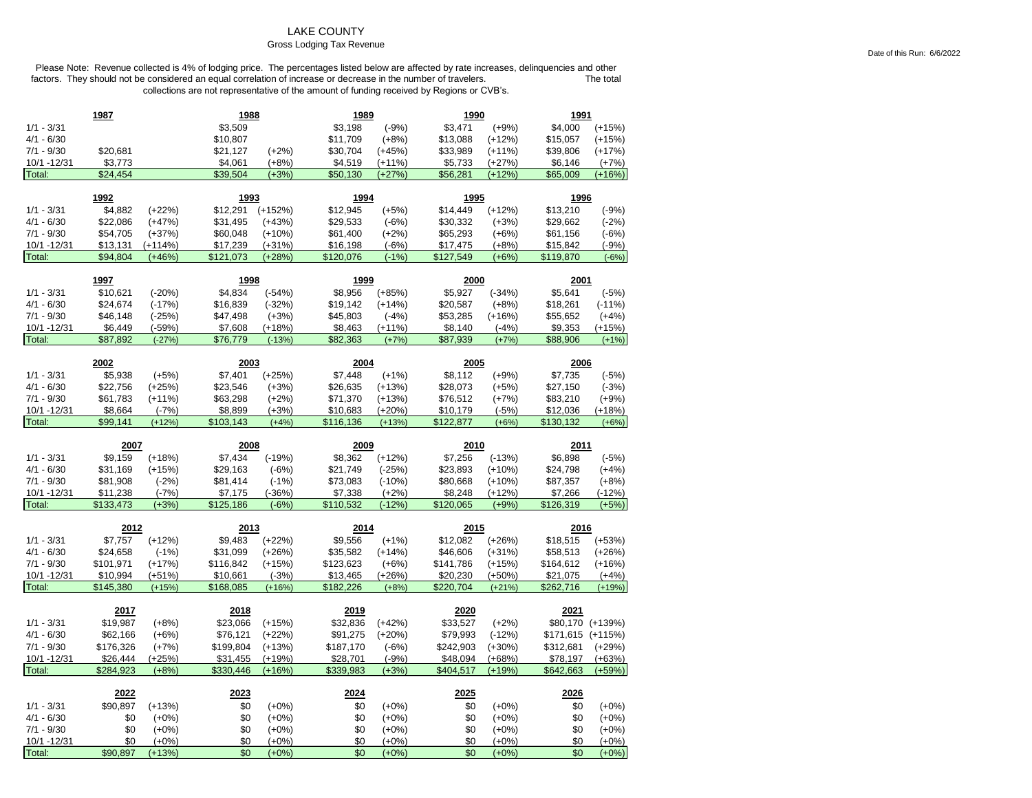# LAKE COUNTY

## Gross Lodging Tax Revenue

Date of this Run: 6/6/2022

Please Note: Revenue collected is 4% of lodging price. The percentages listed below are affected by rate increases, delinquencies and other factors. They should not be considered an equal correlation of increase or decrease in the number of travelers. The total collections are not representative of the amount of funding received by Regions or CVB's.

| | 1987 | | 1988 | | 1989 | | 1990 | | 1991 | |
|---|---|---|---|---|---|---|---|---|---|---|
| 1/1 - 3/31 | | | $3,509 | | $3,198 | (-9%) | $3,471 | (+9%) | $4,000 | (+15%) |
| 4/1 - 6/30 | | | $10,807 | | $11,709 | (+8%) | $13,088 | (+12%) | $15,057 | (+15%) |
| 7/1 - 9/30 | $20,681 | | $21,127 | (+2%) | $30,704 | (+45%) | $33,989 | (+11%) | $39,806 | (+17%) |
| 10/1 -12/31 | $3,773 | | $4,061 | (+8%) | $4,519 | (+11%) | $5,733 | (+27%) | $6,146 | (+7%) |
| Total: | $24,454 | | $39,504 | (+3%) | $50,130 | (+27%) | $56,281 | (+12%) | $65,009 | (+16%) |

| | 1992 | | 1993 | | 1994 | | 1995 | | 1996 | |
|---|---|---|---|---|---|---|---|---|---|---|
| 1/1 - 3/31 | $4,882 | (+22%) | $12,291 | (+152%) | $12,945 | (+5%) | $14,449 | (+12%) | $13,210 | (-9%) |
| 4/1 - 6/30 | $22,086 | (+47%) | $31,495 | (+43%) | $29,533 | (-6%) | $30,332 | (+3%) | $29,662 | (-2%) |
| 7/1 - 9/30 | $54,705 | (+37%) | $60,048 | (+10%) | $61,400 | (+2%) | $65,293 | (+6%) | $61,156 | (-6%) |
| 10/1 -12/31 | $13,131 | (+114%) | $17,239 | (+31%) | $16,198 | (-6%) | $17,475 | (+8%) | $15,842 | (-9%) |
| Total: | $94,804 | (+46%) | $121,073 | (+28%) | $120,076 | (-1%) | $127,549 | (+6%) | $119,870 | (-6%) |

| | 1997 | | 1998 | | 1999 | | 2000 | | 2001 | |
|---|---|---|---|---|---|---|---|---|---|---|
| 1/1 - 3/31 | $10,621 | (-20%) | $4,834 | (-54%) | $8,956 | (+85%) | $5,927 | (-34%) | $5,641 | (-5%) |
| 4/1 - 6/30 | $24,674 | (-17%) | $16,839 | (-32%) | $19,142 | (+14%) | $20,587 | (+8%) | $18,261 | (-11%) |
| 7/1 - 9/30 | $46,148 | (-25%) | $47,498 | (+3%) | $45,803 | (-4%) | $53,285 | (+16%) | $55,652 | (+4%) |
| 10/1 -12/31 | $6,449 | (-59%) | $7,608 | (+18%) | $8,463 | (+11%) | $8,140 | (-4%) | $9,353 | (+15%) |
| Total: | $87,892 | (-27%) | $76,779 | (-13%) | $82,363 | (+7%) | $87,939 | (+7%) | $88,906 | (+1%) |

| | 2002 | | 2003 | | 2004 | | 2005 | | 2006 | |
|---|---|---|---|---|---|---|---|---|---|---|
| 1/1 - 3/31 | $5,938 | (+5%) | $7,401 | (+25%) | $7,448 | (+1%) | $8,112 | (+9%) | $7,735 | (-5%) |
| 4/1 - 6/30 | $22,756 | (+25%) | $23,546 | (+3%) | $26,635 | (+13%) | $28,073 | (+5%) | $27,150 | (-3%) |
| 7/1 - 9/30 | $61,783 | (+11%) | $63,298 | (+2%) | $71,370 | (+13%) | $76,512 | (+7%) | $83,210 | (+9%) |
| 10/1 -12/31 | $8,664 | (-7%) | $8,899 | (+3%) | $10,683 | (+20%) | $10,179 | (-5%) | $12,036 | (+18%) |
| Total: | $99,141 | (+12%) | $103,143 | (+4%) | $116,136 | (+13%) | $122,877 | (+6%) | $130,132 | (+6%) |

| | 2007 | | 2008 | | 2009 | | 2010 | | 2011 | |
|---|---|---|---|---|---|---|---|---|---|---|
| 1/1 - 3/31 | $9,159 | (+18%) | $7,434 | (-19%) | $8,362 | (+12%) | $7,256 | (-13%) | $6,898 | (-5%) |
| 4/1 - 6/30 | $31,169 | (+15%) | $29,163 | (-6%) | $21,749 | (-25%) | $23,893 | (+10%) | $24,798 | (+4%) |
| 7/1 - 9/30 | $81,908 | (-2%) | $81,414 | (-1%) | $73,083 | (-10%) | $80,668 | (+10%) | $87,357 | (+8%) |
| 10/1 -12/31 | $11,238 | (-7%) | $7,175 | (-36%) | $7,338 | (+2%) | $8,248 | (+12%) | $7,266 | (-12%) |
| Total: | $133,473 | (+3%) | $125,186 | (-6%) | $110,532 | (-12%) | $120,065 | (+9%) | $126,319 | (+5%) |

| | 2012 | | 2013 | | 2014 | | 2015 | | 2016 | |
|---|---|---|---|---|---|---|---|---|---|---|
| 1/1 - 3/31 | $7,757 | (+12%) | $9,483 | (+22%) | $9,556 | (+1%) | $12,082 | (+26%) | $18,515 | (+53%) |
| 4/1 - 6/30 | $24,658 | (-1%) | $31,099 | (+26%) | $35,582 | (+14%) | $46,606 | (+31%) | $58,513 | (+26%) |
| 7/1 - 9/30 | $101,971 | (+17%) | $116,842 | (+15%) | $123,623 | (+6%) | $141,786 | (+15%) | $164,612 | (+16%) |
| 10/1 -12/31 | $10,994 | (+51%) | $10,661 | (-3%) | $13,465 | (+26%) | $20,230 | (+50%) | $21,075 | (+4%) |
| Total: | $145,380 | (+15%) | $168,085 | (+16%) | $182,226 | (+8%) | $220,704 | (+21%) | $262,716 | (+19%) |

| | 2017 | | 2018 | | 2019 | | 2020 | | 2021 | |
|---|---|---|---|---|---|---|---|---|---|---|
| 1/1 - 3/31 | $19,987 | (+8%) | $23,066 | (+15%) | $32,836 | (+42%) | $33,527 | (+2%) | $80,170 | (+139%) |
| 4/1 - 6/30 | $62,166 | (+6%) | $76,121 | (+22%) | $91,275 | (+20%) | $79,993 | (-12%) | $171,615 | (+115%) |
| 7/1 - 9/30 | $176,326 | (+7%) | $199,804 | (+13%) | $187,170 | (-6%) | $242,903 | (+30%) | $312,681 | (+29%) |
| 10/1 -12/31 | $26,444 | (+25%) | $31,455 | (+19%) | $28,701 | (-9%) | $48,094 | (+68%) | $78,197 | (+63%) |
| Total: | $284,923 | (+8%) | $330,446 | (+16%) | $339,983 | (+3%) | $404,517 | (+19%) | $642,663 | (+59%) |

| | 2022 | | 2023 | | 2024 | | 2025 | | 2026 | |
|---|---|---|---|---|---|---|---|---|---|---|
| 1/1 - 3/31 | $90,897 | (+13%) | $0 | (+0%) | $0 | (+0%) | $0 | (+0%) | $0 | (+0%) |
| 4/1 - 6/30 | $0 | (+0%) | $0 | (+0%) | $0 | (+0%) | $0 | (+0%) | $0 | (+0%) |
| 7/1 - 9/30 | $0 | (+0%) | $0 | (+0%) | $0 | (+0%) | $0 | (+0%) | $0 | (+0%) |
| 10/1 -12/31 | $0 | (+0%) | $0 | (+0%) | $0 | (+0%) | $0 | (+0%) | $0 | (+0%) |
| Total: | $90,897 | (+13%) | $0 | (+0%) | $0 | (+0%) | $0 | (+0%) | $0 | (+0%) |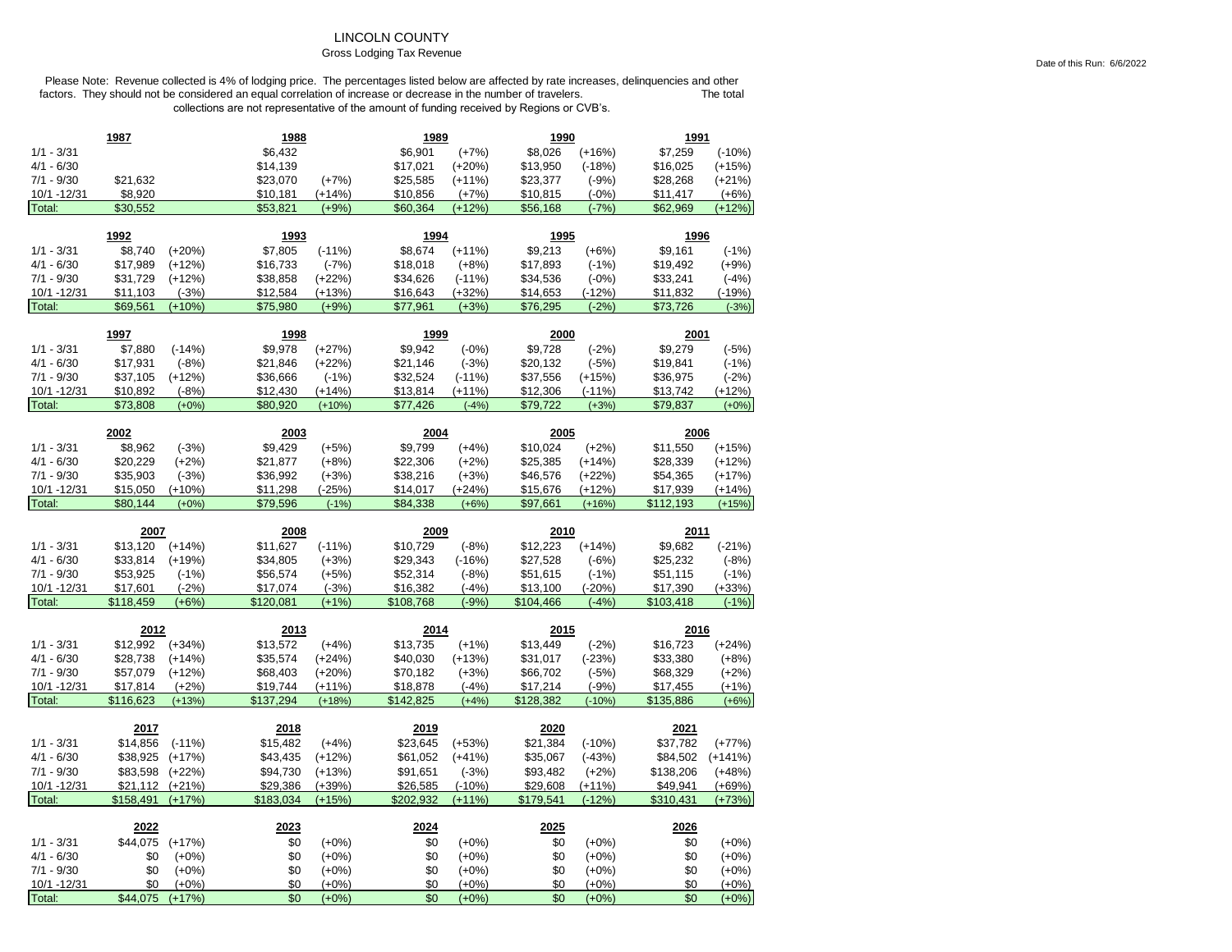# LINCOLN COUNTY

## Gross Lodging Tax Revenue

Date of this Run: 6/6/2022

Please Note: Revenue collected is 4% of lodging price. The percentages listed below are affected by rate increases, delinquencies and other factors. They should not be considered an equal correlation of increase or decrease in the number of travelers. The total collections are not representative of the amount of funding received by Regions or CVB's.

| | 1987 | | 1988 | | 1989 | | 1990 | | 1991 | |
|---|---|---|---|---|---|---|---|---|---|---|
| 1/1 - 3/31 | | | $6,432 | | $6,901 | (+7%) | $8,026 | (+16%) | $7,259 | (-10%) |
| 4/1 - 6/30 | | | $14,139 | | $17,021 | (+20%) | $13,950 | (-18%) | $16,025 | (+15%) |
| 7/1 - 9/30 | $21,632 | | $23,070 | (+7%) | $25,585 | (+11%) | $23,377 | (-9%) | $28,268 | (+21%) |
| 10/1 -12/31 | $8,920 | | $10,181 | (+14%) | $10,856 | (+7%) | $10,815 | (-0%) | $11,417 | (+6%) |
| Total: | $30,552 | | $53,821 | (+9%) | $60,364 | (+12%) | $56,168 | (-7%) | $62,969 | (+12%) |

| | 1992 | | 1993 | | 1994 | | 1995 | | 1996 | |
|---|---|---|---|---|---|---|---|---|---|---|
| 1/1 - 3/31 | $8,740 | (+20%) | $7,805 | (-11%) | $8,674 | (+11%) | $9,213 | (+6%) | $9,161 | (-1%) |
| 4/1 - 6/30 | $17,989 | (+12%) | $16,733 | (-7%) | $18,018 | (+8%) | $17,893 | (-1%) | $19,492 | (+9%) |
| 7/1 - 9/30 | $31,729 | (+12%) | $38,858 | (+22%) | $34,626 | (-11%) | $34,536 | (-0%) | $33,241 | (-4%) |
| 10/1 -12/31 | $11,103 | (-3%) | $12,584 | (+13%) | $16,643 | (+32%) | $14,653 | (-12%) | $11,832 | (-19%) |
| Total: | $69,561 | (+10%) | $75,980 | (+9%) | $77,961 | (+3%) | $76,295 | (-2%) | $73,726 | (-3%) |

| | 1997 | | 1998 | | 1999 | | 2000 | | 2001 | |
|---|---|---|---|---|---|---|---|---|---|---|
| 1/1 - 3/31 | $7,880 | (-14%) | $9,978 | (+27%) | $9,942 | (-0%) | $9,728 | (-2%) | $9,279 | (-5%) |
| 4/1 - 6/30 | $17,931 | (-8%) | $21,846 | (+22%) | $21,146 | (-3%) | $20,132 | (-5%) | $19,841 | (-1%) |
| 7/1 - 9/30 | $37,105 | (+12%) | $36,666 | (-1%) | $32,524 | (-11%) | $37,556 | (+15%) | $36,975 | (-2%) |
| 10/1 -12/31 | $10,892 | (-8%) | $12,430 | (+14%) | $13,814 | (+11%) | $12,306 | (-11%) | $13,742 | (+12%) |
| Total: | $73,808 | (+0%) | $80,920 | (+10%) | $77,426 | (-4%) | $79,722 | (+3%) | $79,837 | (+0%) |

| | 2002 | | 2003 | | 2004 | | 2005 | | 2006 | |
|---|---|---|---|---|---|---|---|---|---|---|
| 1/1 - 3/31 | $8,962 | (-3%) | $9,429 | (+5%) | $9,799 | (+4%) | $10,024 | (+2%) | $11,550 | (+15%) |
| 4/1 - 6/30 | $20,229 | (+2%) | $21,877 | (+8%) | $22,306 | (+2%) | $25,385 | (+14%) | $28,339 | (+12%) |
| 7/1 - 9/30 | $35,903 | (-3%) | $36,992 | (+3%) | $38,216 | (+3%) | $46,576 | (+22%) | $54,365 | (+17%) |
| 10/1 -12/31 | $15,050 | (+10%) | $11,298 | (-25%) | $14,017 | (+24%) | $15,676 | (+12%) | $17,939 | (+14%) |
| Total: | $80,144 | (+0%) | $79,596 | (-1%) | $84,338 | (+6%) | $97,661 | (+16%) | $112,193 | (+15%) |

| | 2007 | | 2008 | | 2009 | | 2010 | | 2011 | |
|---|---|---|---|---|---|---|---|---|---|---|
| 1/1 - 3/31 | $13,120 | (+14%) | $11,627 | (-11%) | $10,729 | (-8%) | $12,223 | (+14%) | $9,682 | (-21%) |
| 4/1 - 6/30 | $33,814 | (+19%) | $34,805 | (+3%) | $29,343 | (-16%) | $27,528 | (-6%) | $25,232 | (-8%) |
| 7/1 - 9/30 | $53,925 | (-1%) | $56,574 | (+5%) | $52,314 | (-8%) | $51,615 | (-1%) | $51,115 | (-1%) |
| 10/1 -12/31 | $17,601 | (-2%) | $17,074 | (-3%) | $16,382 | (-4%) | $13,100 | (-20%) | $17,390 | (+33%) |
| Total: | $118,459 | (+6%) | $120,081 | (+1%) | $108,768 | (-9%) | $104,466 | (-4%) | $103,418 | (-1%) |

| | 2012 | | 2013 | | 2014 | | 2015 | | 2016 | |
|---|---|---|---|---|---|---|---|---|---|---|
| 1/1 - 3/31 | $12,992 | (+34%) | $13,572 | (+4%) | $13,735 | (+1%) | $13,449 | (-2%) | $16,723 | (+24%) |
| 4/1 - 6/30 | $28,738 | (+14%) | $35,574 | (+24%) | $40,030 | (+13%) | $31,017 | (-23%) | $33,380 | (+8%) |
| 7/1 - 9/30 | $57,079 | (+12%) | $68,403 | (+20%) | $70,182 | (+3%) | $66,702 | (-5%) | $68,329 | (+2%) |
| 10/1 -12/31 | $17,814 | (+2%) | $19,744 | (+11%) | $18,878 | (-4%) | $17,214 | (-9%) | $17,455 | (+1%) |
| Total: | $116,623 | (+13%) | $137,294 | (+18%) | $142,825 | (+4%) | $128,382 | (-10%) | $135,886 | (+6%) |

| | 2017 | | 2018 | | 2019 | | 2020 | | 2021 | |
|---|---|---|---|---|---|---|---|---|---|---|
| 1/1 - 3/31 | $14,856 | (-11%) | $15,482 | (+4%) | $23,645 | (+53%) | $21,384 | (-10%) | $37,782 | (+77%) |
| 4/1 - 6/30 | $38,925 | (+17%) | $43,435 | (+12%) | $61,052 | (+41%) | $35,067 | (-43%) | $84,502 | (+141%) |
| 7/1 - 9/30 | $83,598 | (+22%) | $94,730 | (+13%) | $91,651 | (-3%) | $93,482 | (+2%) | $138,206 | (+48%) |
| 10/1 -12/31 | $21,112 | (+21%) | $29,386 | (+39%) | $26,585 | (-10%) | $29,608 | (+11%) | $49,941 | (+69%) |
| Total: | $158,491 | (+17%) | $183,034 | (+15%) | $202,932 | (+11%) | $179,541 | (-12%) | $310,431 | (+73%) |

| | 2022 | | 2023 | | 2024 | | 2025 | | 2026 | |
|---|---|---|---|---|---|---|---|---|---|---|
| 1/1 - 3/31 | $44,075 | (+17%) | $0 | (+0%) | $0 | (+0%) | $0 | (+0%) | $0 | (+0%) |
| 4/1 - 6/30 | $0 | (+0%) | $0 | (+0%) | $0 | (+0%) | $0 | (+0%) | $0 | (+0%) |
| 7/1 - 9/30 | $0 | (+0%) | $0 | (+0%) | $0 | (+0%) | $0 | (+0%) | $0 | (+0%) |
| 10/1 -12/31 | $0 | (+0%) | $0 | (+0%) | $0 | (+0%) | $0 | (+0%) | $0 | (+0%) |
| Total: | $44,075 | (+17%) | $0 | (+0%) | $0 | (+0%) | $0 | (+0%) | $0 | (+0%) |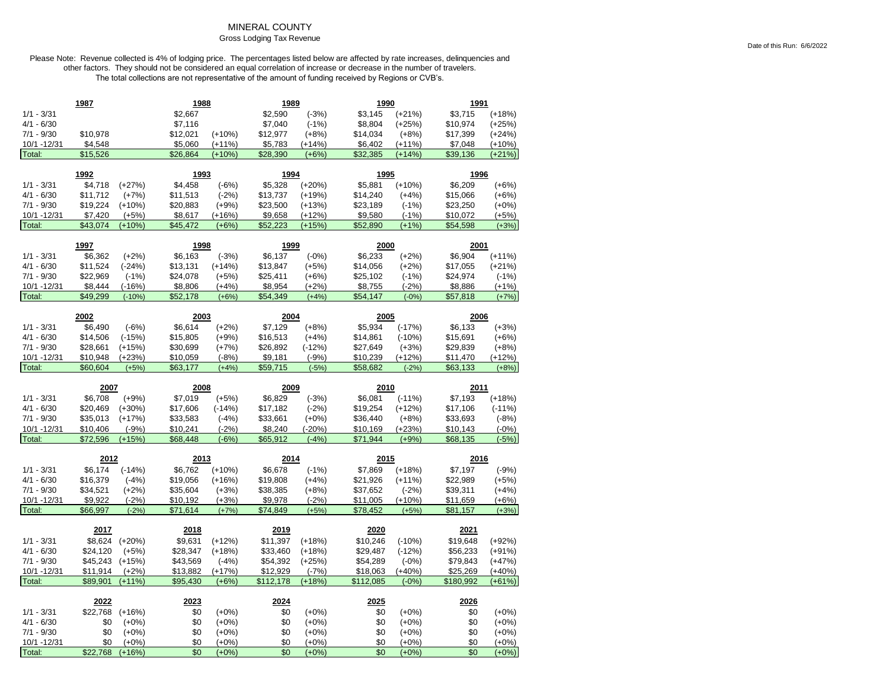# MINERAL COUNTY

## Gross Lodging Tax Revenue

Date of this Run: 6/6/2022

Please Note: Revenue collected is 4% of lodging price. The percentages listed below are affected by rate increases, delinquencies and other factors. They should not be considered an equal correlation of increase or decrease in the number of travelers. The total collections are not representative of the amount of funding received by Regions or CVB's.

| | 1987 | | 1988 | | 1989 | | 1990 | | 1991 | |
|---|---|---|---|---|---|---|---|---|---|---|
| 1/1 - 3/31 | | | $2,667 | | $2,590 | (-3%) | $3,145 | (+21%) | $3,715 | (+18%) |
| 4/1 - 6/30 | | | $7,116 | | $7,040 | (-1%) | $8,804 | (+25%) | $10,974 | (+25%) |
| 7/1 - 9/30 | $10,978 | | $12,021 | (+10%) | $12,977 | (+8%) | $14,034 | (+8%) | $17,399 | (+24%) |
| 10/1 -12/31 | $4,548 | | $5,060 | (+11%) | $5,783 | (+14%) | $6,402 | (+11%) | $7,048 | (+10%) |
| Total: | $15,526 | | $26,864 | (+10%) | $28,390 | (+6%) | $32,385 | (+14%) | $39,136 | (+21%) |

| | 1992 | | 1993 | | 1994 | | 1995 | | 1996 | |
|---|---|---|---|---|---|---|---|---|---|---|
| 1/1 - 3/31 | $4,718 | (+27%) | $4,458 | (-6%) | $5,328 | (+20%) | $5,881 | (+10%) | $6,209 | (+6%) |
| 4/1 - 6/30 | $11,712 | (+7%) | $11,513 | (-2%) | $13,737 | (+19%) | $14,240 | (+4%) | $15,066 | (+6%) |
| 7/1 - 9/30 | $19,224 | (+10%) | $20,883 | (+9%) | $23,500 | (+13%) | $23,189 | (-1%) | $23,250 | (+0%) |
| 10/1 -12/31 | $7,420 | (+5%) | $8,617 | (+16%) | $9,658 | (+12%) | $9,580 | (-1%) | $10,072 | (+5%) |
| Total: | $43,074 | (+10%) | $45,472 | (+6%) | $52,223 | (+15%) | $52,890 | (+1%) | $54,598 | (+3%) |

| | 1997 | | 1998 | | 1999 | | 2000 | | 2001 | |
|---|---|---|---|---|---|---|---|---|---|---|
| 1/1 - 3/31 | $6,362 | (+2%) | $6,163 | (-3%) | $6,137 | (-0%) | $6,233 | (+2%) | $6,904 | (+11%) |
| 4/1 - 6/30 | $11,524 | (-24%) | $13,131 | (+14%) | $13,847 | (+5%) | $14,056 | (+2%) | $17,055 | (+21%) |
| 7/1 - 9/30 | $22,969 | (-1%) | $24,078 | (+5%) | $25,411 | (+6%) | $25,102 | (-1%) | $24,974 | (-1%) |
| 10/1 -12/31 | $8,444 | (-16%) | $8,806 | (+4%) | $8,954 | (+2%) | $8,755 | (-2%) | $8,886 | (+1%) |
| Total: | $49,299 | (-10%) | $52,178 | (+6%) | $54,349 | (+4%) | $54,147 | (-0%) | $57,818 | (+7%) |

| | 2002 | | 2003 | | 2004 | | 2005 | | 2006 | |
|---|---|---|---|---|---|---|---|---|---|---|
| 1/1 - 3/31 | $6,490 | (-6%) | $6,614 | (+2%) | $7,129 | (+8%) | $5,934 | (-17%) | $6,133 | (+3%) |
| 4/1 - 6/30 | $14,506 | (-15%) | $15,805 | (+9%) | $16,513 | (+4%) | $14,861 | (-10%) | $15,691 | (+6%) |
| 7/1 - 9/30 | $28,661 | (+15%) | $30,699 | (+7%) | $26,892 | (-12%) | $27,649 | (+3%) | $29,839 | (+8%) |
| 10/1 -12/31 | $10,948 | (+23%) | $10,059 | (-8%) | $9,181 | (-9%) | $10,239 | (+12%) | $11,470 | (+12%) |
| Total: | $60,604 | (+5%) | $63,177 | (+4%) | $59,715 | (-5%) | $58,682 | (-2%) | $63,133 | (+8%) |

| | 2007 | | 2008 | | 2009 | | 2010 | | 2011 | |
|---|---|---|---|---|---|---|---|---|---|---|
| 1/1 - 3/31 | $6,708 | (+9%) | $7,019 | (+5%) | $6,829 | (-3%) | $6,081 | (-11%) | $7,193 | (+18%) |
| 4/1 - 6/30 | $20,469 | (+30%) | $17,606 | (-14%) | $17,182 | (-2%) | $19,254 | (+12%) | $17,106 | (-11%) |
| 7/1 - 9/30 | $35,013 | (+17%) | $33,583 | (-4%) | $33,661 | (+0%) | $36,440 | (+8%) | $33,693 | (-8%) |
| 10/1 -12/31 | $10,406 | (-9%) | $10,241 | (-2%) | $8,240 | (-20%) | $10,169 | (+23%) | $10,143 | (-0%) |
| Total: | $72,596 | (+15%) | $68,448 | (-6%) | $65,912 | (-4%) | $71,944 | (+9%) | $68,135 | (-5%) |

| | 2012 | | 2013 | | 2014 | | 2015 | | 2016 | |
|---|---|---|---|---|---|---|---|---|---|---|
| 1/1 - 3/31 | $6,174 | (-14%) | $6,762 | (+10%) | $6,678 | (-1%) | $7,869 | (+18%) | $7,197 | (-9%) |
| 4/1 - 6/30 | $16,379 | (-4%) | $19,056 | (+16%) | $19,808 | (+4%) | $21,926 | (+11%) | $22,989 | (+5%) |
| 7/1 - 9/30 | $34,521 | (+2%) | $35,604 | (+3%) | $38,385 | (+8%) | $37,652 | (-2%) | $39,311 | (+4%) |
| 10/1 -12/31 | $9,922 | (-2%) | $10,192 | (+3%) | $9,978 | (-2%) | $11,005 | (+10%) | $11,659 | (+6%) |
| Total: | $66,997 | (-2%) | $71,614 | (+7%) | $74,849 | (+5%) | $78,452 | (+5%) | $81,157 | (+3%) |

| | 2017 | | 2018 | | 2019 | | 2020 | | 2021 | |
|---|---|---|---|---|---|---|---|---|---|---|
| 1/1 - 3/31 | $8,624 | (+20%) | $9,631 | (+12%) | $11,397 | (+18%) | $10,246 | (-10%) | $19,648 | (+92%) |
| 4/1 - 6/30 | $24,120 | (+5%) | $28,347 | (+18%) | $33,460 | (+18%) | $29,487 | (-12%) | $56,233 | (+91%) |
| 7/1 - 9/30 | $45,243 | (+15%) | $43,569 | (-4%) | $54,392 | (+25%) | $54,289 | (-0%) | $79,843 | (+47%) |
| 10/1 -12/31 | $11,914 | (+2%) | $13,882 | (+17%) | $12,929 | (-7%) | $18,063 | (+40%) | $25,269 | (+40%) |
| Total: | $89,901 | (+11%) | $95,430 | (+6%) | $112,178 | (+18%) | $112,085 | (-0%) | $180,992 | (+61%) |

| | 2022 | | 2023 | | 2024 | | 2025 | | 2026 | |
|---|---|---|---|---|---|---|---|---|---|---|
| 1/1 - 3/31 | $22,768 | (+16%) | $0 | (+0%) | $0 | (+0%) | $0 | (+0%) | $0 | (+0%) |
| 4/1 - 6/30 | $0 | (+0%) | $0 | (+0%) | $0 | (+0%) | $0 | (+0%) | $0 | (+0%) |
| 7/1 - 9/30 | $0 | (+0%) | $0 | (+0%) | $0 | (+0%) | $0 | (+0%) | $0 | (+0%) |
| 10/1 -12/31 | $0 | (+0%) | $0 | (+0%) | $0 | (+0%) | $0 | (+0%) | $0 | (+0%) |
| Total: | $22,768 | (+16%) | $0 | (+0%) | $0 | (+0%) | $0 | (+0%) | $0 | (+0%) |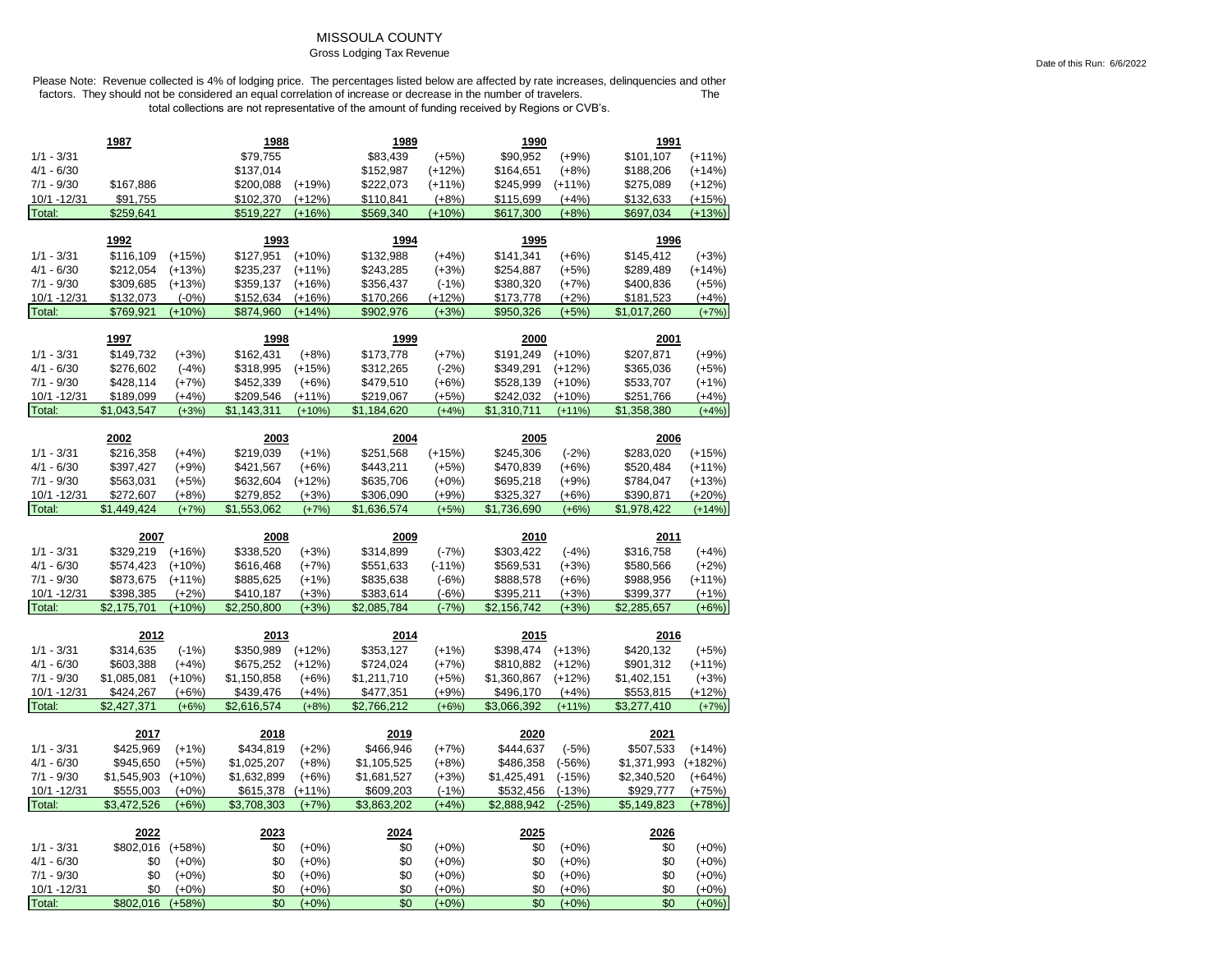# MISSOULA COUNTY

## Gross Lodging Tax Revenue

Date of this Run: 6/6/2022

Please Note: Revenue collected is 4% of lodging price. The percentages listed below are affected by rate increases, delinquencies and other factors. They should not be considered an equal correlation of increase or decrease in the number of travelers. The total collections are not representative of the amount of funding received by Regions or CVB's.

| | 1987 | | 1988 | | 1989 | | 1990 | | 1991 | |
|---|---|---|---|---|---|---|---|---|---|---|
| 1/1 - 3/31 | | | $79,755 | | $83,439 | (+5%) | $90,952 | (+9%) | $101,107 | (+11%) |
| 4/1 - 6/30 | | | $137,014 | | $152,987 | (+12%) | $164,651 | (+8%) | $188,206 | (+14%) |
| 7/1 - 9/30 | $167,886 | | $200,088 | (+19%) | $222,073 | (+11%) | $245,999 | (+11%) | $275,089 | (+12%) |
| 10/1 -12/31 | $91,755 | | $102,370 | (+12%) | $110,841 | (+8%) | $115,699 | (+4%) | $132,633 | (+15%) |
| Total: | $259,641 | | $519,227 | (+16%) | $569,340 | (+10%) | $617,300 | (+8%) | $697,034 | (+13%) |

| | 1992 | | 1993 | | 1994 | | 1995 | | 1996 | |
|---|---|---|---|---|---|---|---|---|---|---|
| 1/1 - 3/31 | $116,109 | (+15%) | $127,951 | (+10%) | $132,988 | (+4%) | $141,341 | (+6%) | $145,412 | (+3%) |
| 4/1 - 6/30 | $212,054 | (+13%) | $235,237 | (+11%) | $243,285 | (+3%) | $254,887 | (+5%) | $289,489 | (+14%) |
| 7/1 - 9/30 | $309,685 | (+13%) | $359,137 | (+16%) | $356,437 | (-1%) | $380,320 | (+7%) | $400,836 | (+5%) |
| 10/1 -12/31 | $132,073 | (-0%) | $152,634 | (+16%) | $170,266 | (+12%) | $173,778 | (+2%) | $181,523 | (+4%) |
| Total: | $769,921 | (+10%) | $874,960 | (+14%) | $902,976 | (+3%) | $950,326 | (+5%) | $1,017,260 | (+7%) |

| | 1997 | | 1998 | | 1999 | | 2000 | | 2001 | |
|---|---|---|---|---|---|---|---|---|---|---|
| 1/1 - 3/31 | $149,732 | (+3%) | $162,431 | (+8%) | $173,778 | (+7%) | $191,249 | (+10%) | $207,871 | (+9%) |
| 4/1 - 6/30 | $276,602 | (-4%) | $318,995 | (+15%) | $312,265 | (-2%) | $349,291 | (+12%) | $365,036 | (+5%) |
| 7/1 - 9/30 | $428,114 | (+7%) | $452,339 | (+6%) | $479,510 | (+6%) | $528,139 | (+10%) | $533,707 | (+1%) |
| 10/1 -12/31 | $189,099 | (+4%) | $209,546 | (+11%) | $219,067 | (+5%) | $242,032 | (+10%) | $251,766 | (+4%) |
| Total: | $1,043,547 | (+3%) | $1,143,311 | (+10%) | $1,184,620 | (+4%) | $1,310,711 | (+11%) | $1,358,380 | (+4%) |

| | 2002 | | 2003 | | 2004 | | 2005 | | 2006 | |
|---|---|---|---|---|---|---|---|---|---|---|
| 1/1 - 3/31 | $216,358 | (+4%) | $219,039 | (+1%) | $251,568 | (+15%) | $245,306 | (-2%) | $283,020 | (+15%) |
| 4/1 - 6/30 | $397,427 | (+9%) | $421,567 | (+6%) | $443,211 | (+5%) | $470,839 | (+6%) | $520,484 | (+11%) |
| 7/1 - 9/30 | $563,031 | (+5%) | $632,604 | (+12%) | $635,706 | (+0%) | $695,218 | (+9%) | $784,047 | (+13%) |
| 10/1 -12/31 | $272,607 | (+8%) | $279,852 | (+3%) | $306,090 | (+9%) | $325,327 | (+6%) | $390,871 | (+20%) |
| Total: | $1,449,424 | (+7%) | $1,553,062 | (+7%) | $1,636,574 | (+5%) | $1,736,690 | (+6%) | $1,978,422 | (+14%) |

| | 2007 | | 2008 | | 2009 | | 2010 | | 2011 | |
|---|---|---|---|---|---|---|---|---|---|---|
| 1/1 - 3/31 | $329,219 | (+16%) | $338,520 | (+3%) | $314,899 | (-7%) | $303,422 | (-4%) | $316,758 | (+4%) |
| 4/1 - 6/30 | $574,423 | (+10%) | $616,468 | (+7%) | $551,633 | (-11%) | $569,531 | (+3%) | $580,566 | (+2%) |
| 7/1 - 9/30 | $873,675 | (+11%) | $885,625 | (+1%) | $835,638 | (-6%) | $888,578 | (+6%) | $988,956 | (+11%) |
| 10/1 -12/31 | $398,385 | (+2%) | $410,187 | (+3%) | $383,614 | (-6%) | $395,211 | (+3%) | $399,377 | (+1%) |
| Total: | $2,175,701 | (+10%) | $2,250,800 | (+3%) | $2,085,784 | (-7%) | $2,156,742 | (+3%) | $2,285,657 | (+6%) |

| | 2012 | | 2013 | | 2014 | | 2015 | | 2016 | |
|---|---|---|---|---|---|---|---|---|---|---|
| 1/1 - 3/31 | $314,635 | (-1%) | $350,989 | (+12%) | $353,127 | (+1%) | $398,474 | (+13%) | $420,132 | (+5%) |
| 4/1 - 6/30 | $603,388 | (+4%) | $675,252 | (+12%) | $724,024 | (+7%) | $810,882 | (+12%) | $901,312 | (+11%) |
| 7/1 - 9/30 | $1,085,081 | (+10%) | $1,150,858 | (+6%) | $1,211,710 | (+5%) | $1,360,867 | (+12%) | $1,402,151 | (+3%) |
| 10/1 -12/31 | $424,267 | (+6%) | $439,476 | (+4%) | $477,351 | (+9%) | $496,170 | (+4%) | $553,815 | (+12%) |
| Total: | $2,427,371 | (+6%) | $2,616,574 | (+8%) | $2,766,212 | (+6%) | $3,066,392 | (+11%) | $3,277,410 | (+7%) |

| | 2017 | | 2018 | | 2019 | | 2020 | | 2021 | |
|---|---|---|---|---|---|---|---|---|---|---|
| 1/1 - 3/31 | $425,969 | (+1%) | $434,819 | (+2%) | $466,946 | (+7%) | $444,637 | (-5%) | $507,533 | (+14%) |
| 4/1 - 6/30 | $945,650 | (+5%) | $1,025,207 | (+8%) | $1,105,525 | (+8%) | $486,358 | (-56%) | $1,371,993 | (+182%) |
| 7/1 - 9/30 | $1,545,903 | (+10%) | $1,632,899 | (+6%) | $1,681,527 | (+3%) | $1,425,491 | (-15%) | $2,340,520 | (+64%) |
| 10/1 -12/31 | $555,003 | (+0%) | $615,378 | (+11%) | $609,203 | (-1%) | $532,456 | (-13%) | $929,777 | (+75%) |
| Total: | $3,472,526 | (+6%) | $3,708,303 | (+7%) | $3,863,202 | (+4%) | $2,888,942 | (-25%) | $5,149,823 | (+78%) |

| | 2022 | | 2023 | | 2024 | | 2025 | | 2026 | |
|---|---|---|---|---|---|---|---|---|---|---|
| 1/1 - 3/31 | $802,016 | (+58%) | $0 | (+0%) | $0 | (+0%) | $0 | (+0%) | $0 | (+0%) |
| 4/1 - 6/30 | $0 | (+0%) | $0 | (+0%) | $0 | (+0%) | $0 | (+0%) | $0 | (+0%) |
| 7/1 - 9/30 | $0 | (+0%) | $0 | (+0%) | $0 | (+0%) | $0 | (+0%) | $0 | (+0%) |
| 10/1 -12/31 | $0 | (+0%) | $0 | (+0%) | $0 | (+0%) | $0 | (+0%) | $0 | (+0%) |
| Total: | $802,016 | (+58%) | $0 | (+0%) | $0 | (+0%) | $0 | (+0%) | $0 | (+0%) |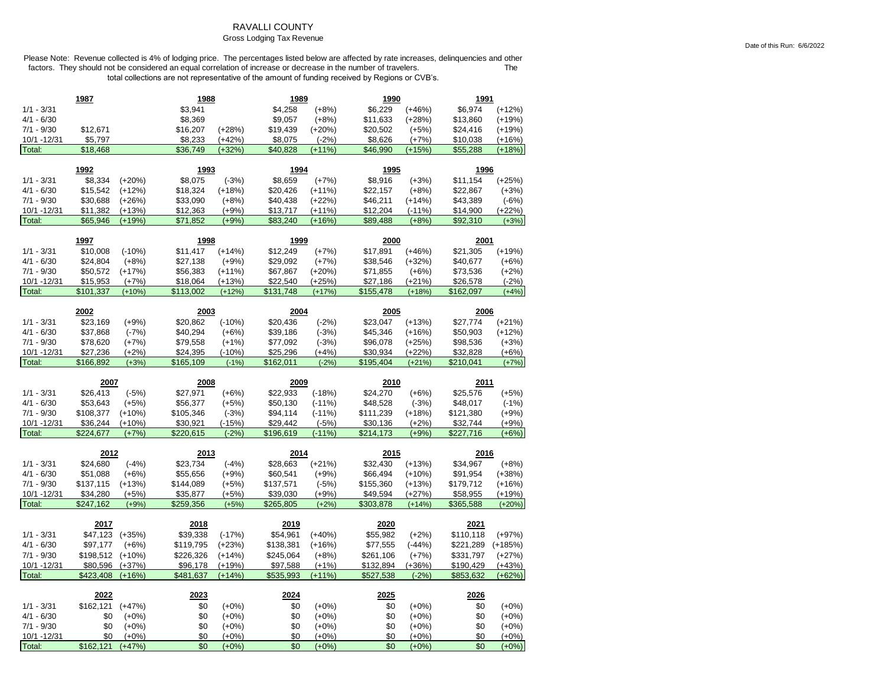# RAVALLI COUNTY

## Gross Lodging Tax Revenue

Date of this Run: 6/6/2022

Please Note: Revenue collected is 4% of lodging price. The percentages listed below are affected by rate increases, delinquencies and other factors. They should not be considered an equal correlation of increase or decrease in the number of travelers. The total collections are not representative of the amount of funding received by Regions or CVB's.

| | 1987 | | 1988 | | 1989 | | 1990 | | 1991 | |
|---|---|---|---|---|---|---|---|---|---|---|
| 1/1 - 3/31 | | | $3,941 | | $4,258 | (+8%) | $6,229 | (+46%) | $6,974 | (+12%) |
| 4/1 - 6/30 | | | $8,369 | | $9,057 | (+8%) | $11,633 | (+28%) | $13,860 | (+19%) |
| 7/1 - 9/30 | $12,671 | | $16,207 | (+28%) | $19,439 | (+20%) | $20,502 | (+5%) | $24,416 | (+19%) |
| 10/1 -12/31 | $5,797 | | $8,233 | (+42%) | $8,075 | (-2%) | $8,626 | (+7%) | $10,038 | (+16%) |
| Total: | $18,468 | | $36,749 | (+32%) | $40,828 | (+11%) | $46,990 | (+15%) | $55,288 | (+18%) |

| | 1992 | | 1993 | | 1994 | | 1995 | | 1996 | |
|---|---|---|---|---|---|---|---|---|---|---|
| 1/1 - 3/31 | $8,334 | (+20%) | $8,075 | (-3%) | $8,659 | (+7%) | $8,916 | (+3%) | $11,154 | (+25%) |
| 4/1 - 6/30 | $15,542 | (+12%) | $18,324 | (+18%) | $20,426 | (+11%) | $22,157 | (+8%) | $22,867 | (+3%) |
| 7/1 - 9/30 | $30,688 | (+26%) | $33,090 | (+8%) | $40,438 | (+22%) | $46,211 | (+14%) | $43,389 | (-6%) |
| 10/1 -12/31 | $11,382 | (+13%) | $12,363 | (+9%) | $13,717 | (+11%) | $12,204 | (-11%) | $14,900 | (+22%) |
| Total: | $65,946 | (+19%) | $71,852 | (+9%) | $83,240 | (+16%) | $89,488 | (+8%) | $92,310 | (+3%) |

| | 1997 | | 1998 | | 1999 | | 2000 | | 2001 | |
|---|---|---|---|---|---|---|---|---|---|---|
| 1/1 - 3/31 | $10,008 | (-10%) | $11,417 | (+14%) | $12,249 | (+7%) | $17,891 | (+46%) | $21,305 | (+19%) |
| 4/1 - 6/30 | $24,804 | (+8%) | $27,138 | (+9%) | $29,092 | (+7%) | $38,546 | (+32%) | $40,677 | (+6%) |
| 7/1 - 9/30 | $50,572 | (+17%) | $56,383 | (+11%) | $67,867 | (+20%) | $71,855 | (+6%) | $73,536 | (+2%) |
| 10/1 -12/31 | $15,953 | (+7%) | $18,064 | (+13%) | $22,540 | (+25%) | $27,186 | (+21%) | $26,578 | (-2%) |
| Total: | $101,337 | (+10%) | $113,002 | (+12%) | $131,748 | (+17%) | $155,478 | (+18%) | $162,097 | (+4%) |

| | 2002 | | 2003 | | 2004 | | 2005 | | 2006 | |
|---|---|---|---|---|---|---|---|---|---|---|
| 1/1 - 3/31 | $23,169 | (+9%) | $20,862 | (-10%) | $20,436 | (-2%) | $23,047 | (+13%) | $27,774 | (+21%) |
| 4/1 - 6/30 | $37,868 | (-7%) | $40,294 | (+6%) | $39,186 | (-3%) | $45,346 | (+16%) | $50,903 | (+12%) |
| 7/1 - 9/30 | $78,620 | (+7%) | $79,558 | (+1%) | $77,092 | (-3%) | $96,078 | (+25%) | $98,536 | (+3%) |
| 10/1 -12/31 | $27,236 | (+2%) | $24,395 | (-10%) | $25,296 | (+4%) | $30,934 | (+22%) | $32,828 | (+6%) |
| Total: | $166,892 | (+3%) | $165,109 | (-1%) | $162,011 | (-2%) | $195,404 | (+21%) | $210,041 | (+7%) |

| | 2007 | | 2008 | | 2009 | | 2010 | | 2011 | |
|---|---|---|---|---|---|---|---|---|---|---|
| 1/1 - 3/31 | $26,413 | (-5%) | $27,971 | (+6%) | $22,933 | (-18%) | $24,270 | (+6%) | $25,576 | (+5%) |
| 4/1 - 6/30 | $53,643 | (+5%) | $56,377 | (+5%) | $50,130 | (-11%) | $48,528 | (-3%) | $48,017 | (-1%) |
| 7/1 - 9/30 | $108,377 | (+10%) | $105,346 | (-3%) | $94,114 | (-11%) | $111,239 | (+18%) | $121,380 | (+9%) |
| 10/1 -12/31 | $36,244 | (+10%) | $30,921 | (-15%) | $29,442 | (-5%) | $30,136 | (+2%) | $32,744 | (+9%) |
| Total: | $224,677 | (+7%) | $220,615 | (-2%) | $196,619 | (-11%) | $214,173 | (+9%) | $227,716 | (+6%) |

| | 2012 | | 2013 | | 2014 | | 2015 | | 2016 | |
|---|---|---|---|---|---|---|---|---|---|---|
| 1/1 - 3/31 | $24,680 | (-4%) | $23,734 | (-4%) | $28,663 | (+21%) | $32,430 | (+13%) | $34,967 | (+8%) |
| 4/1 - 6/30 | $51,088 | (+6%) | $55,656 | (+9%) | $60,541 | (+9%) | $66,494 | (+10%) | $91,954 | (+38%) |
| 7/1 - 9/30 | $137,115 | (+13%) | $144,089 | (+5%) | $137,571 | (-5%) | $155,360 | (+13%) | $179,712 | (+16%) |
| 10/1 -12/31 | $34,280 | (+5%) | $35,877 | (+5%) | $39,030 | (+9%) | $49,594 | (+27%) | $58,955 | (+19%) |
| Total: | $247,162 | (+9%) | $259,356 | (+5%) | $265,805 | (+2%) | $303,878 | (+14%) | $365,588 | (+20%) |

| | 2017 | | 2018 | | 2019 | | 2020 | | 2021 | |
|---|---|---|---|---|---|---|---|---|---|---|
| 1/1 - 3/31 | $47,123 | (+35%) | $39,338 | (-17%) | $54,961 | (+40%) | $55,982 | (+2%) | $110,118 | (+97%) |
| 4/1 - 6/30 | $97,177 | (+6%) | $119,795 | (+23%) | $138,381 | (+16%) | $77,555 | (-44%) | $221,289 | (+185%) |
| 7/1 - 9/30 | $198,512 | (+10%) | $226,326 | (+14%) | $245,064 | (+8%) | $261,106 | (+7%) | $331,797 | (+27%) |
| 10/1 -12/31 | $80,596 | (+37%) | $96,178 | (+19%) | $97,588 | (+1%) | $132,894 | (+36%) | $190,429 | (+43%) |
| Total: | $423,408 | (+16%) | $481,637 | (+14%) | $535,993 | (+11%) | $527,538 | (-2%) | $853,632 | (+62%) |

| | 2022 | | 2023 | | 2024 | | 2025 | | 2026 | |
|---|---|---|---|---|---|---|---|---|---|---|
| 1/1 - 3/31 | $162,121 | (+47%) | $0 | (+0%) | $0 | (+0%) | $0 | (+0%) | $0 | (+0%) |
| 4/1 - 6/30 | $0 | (+0%) | $0 | (+0%) | $0 | (+0%) | $0 | (+0%) | $0 | (+0%) |
| 7/1 - 9/30 | $0 | (+0%) | $0 | (+0%) | $0 | (+0%) | $0 | (+0%) | $0 | (+0%) |
| 10/1 -12/31 | $0 | (+0%) | $0 | (+0%) | $0 | (+0%) | $0 | (+0%) | $0 | (+0%) |
| Total: | $162,121 | (+47%) | $0 | (+0%) | $0 | (+0%) | $0 | (+0%) | $0 | (+0%) |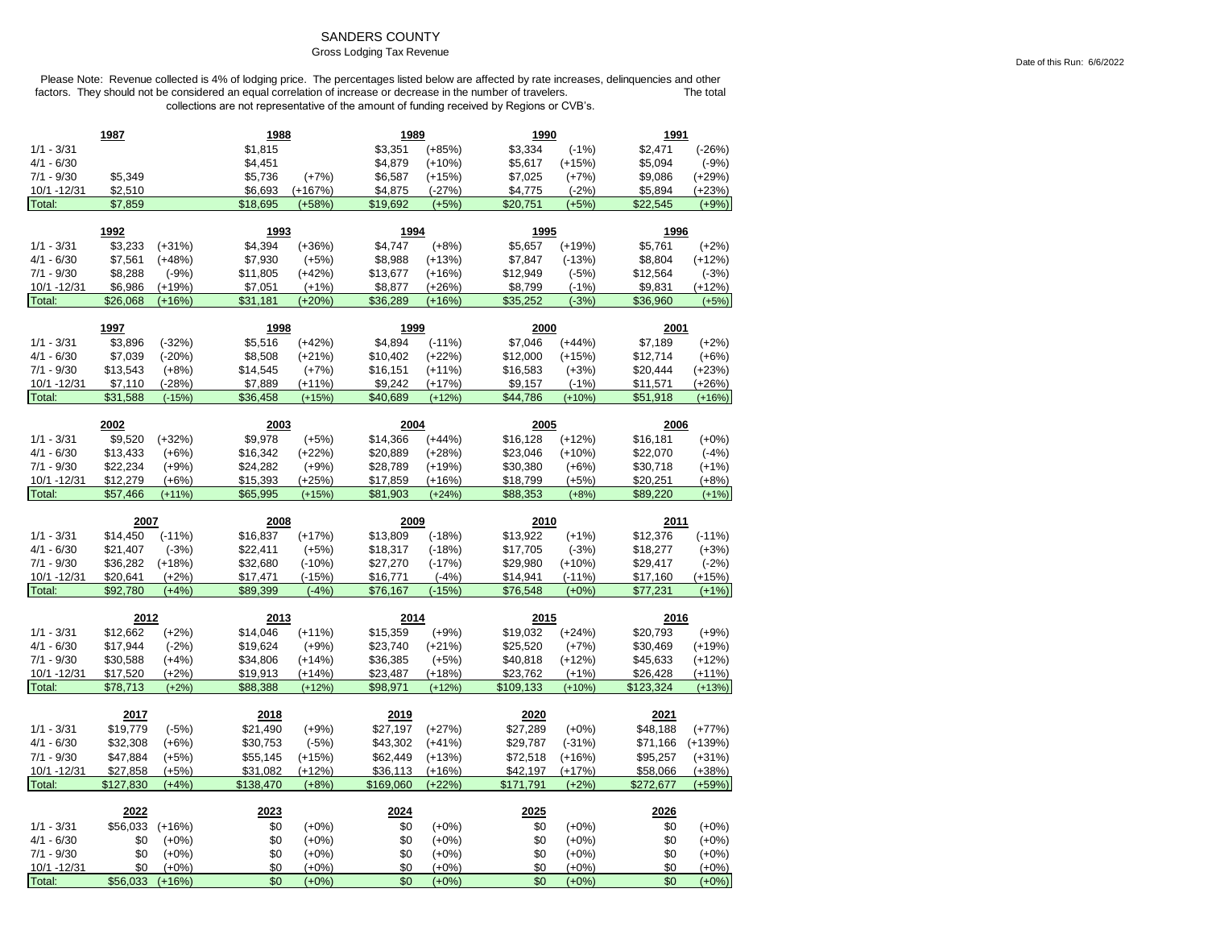# SANDERS COUNTY

## Gross Lodging Tax Revenue

Date of this Run: 6/6/2022

Please Note: Revenue collected is 4% of lodging price. The percentages listed below are affected by rate increases, delinquencies and other factors. They should not be considered an equal correlation of increase or decrease in the number of travelers. The total collections are not representative of the amount of funding received by Regions or CVB's.

| | 1987 | | 1988 | | 1989 | | 1990 | | 1991 | |
|---|---|---|---|---|---|---|---|---|---|---|
| 1/1 - 3/31 | | | $1,815 | | $3,351 | (+85%) | $3,334 | (-1%) | $2,471 | (-26%) |
| 4/1 - 6/30 | | | $4,451 | | $4,879 | (+10%) | $5,617 | (+15%) | $5,094 | (-9%) |
| 7/1 - 9/30 | $5,349 | | $5,736 | (+7%) | $6,587 | (+15%) | $7,025 | (+7%) | $9,086 | (+29%) |
| 10/1 -12/31 | $2,510 | | $6,693 | (+167%) | $4,875 | (-27%) | $4,775 | (-2%) | $5,894 | (+23%) |
| Total: | $7,859 | | $18,695 | (+58%) | $19,692 | (+5%) | $20,751 | (+5%) | $22,545 | (+9%) |

| | 1992 | | 1993 | | 1994 | | 1995 | | 1996 | |
|---|---|---|---|---|---|---|---|---|---|---|
| 1/1 - 3/31 | $3,233 | (+31%) | $4,394 | (+36%) | $4,747 | (+8%) | $5,657 | (+19%) | $5,761 | (+2%) |
| 4/1 - 6/30 | $7,561 | (+48%) | $7,930 | (+5%) | $8,988 | (+13%) | $7,847 | (-13%) | $8,804 | (+12%) |
| 7/1 - 9/30 | $8,288 | (-9%) | $11,805 | (+42%) | $13,677 | (+16%) | $12,949 | (-5%) | $12,564 | (-3%) |
| 10/1 -12/31 | $6,986 | (+19%) | $7,051 | (+1%) | $8,877 | (+26%) | $8,799 | (-1%) | $9,831 | (+12%) |
| Total: | $26,068 | (+16%) | $31,181 | (+20%) | $36,289 | (+16%) | $35,252 | (-3%) | $36,960 | (+5%) |

| | 1997 | | 1998 | | 1999 | | 2000 | | 2001 | |
|---|---|---|---|---|---|---|---|---|---|---|
| 1/1 - 3/31 | $3,896 | (-32%) | $5,516 | (+42%) | $4,894 | (-11%) | $7,046 | (+44%) | $7,189 | (+2%) |
| 4/1 - 6/30 | $7,039 | (-20%) | $8,508 | (+21%) | $10,402 | (+22%) | $12,000 | (+15%) | $12,714 | (+6%) |
| 7/1 - 9/30 | $13,543 | (+8%) | $14,545 | (+7%) | $16,151 | (+11%) | $16,583 | (+3%) | $20,444 | (+23%) |
| 10/1 -12/31 | $7,110 | (-28%) | $7,889 | (+11%) | $9,242 | (+17%) | $9,157 | (-1%) | $11,571 | (+26%) |
| Total: | $31,588 | (-15%) | $36,458 | (+15%) | $40,689 | (+12%) | $44,786 | (+10%) | $51,918 | (+16%) |

| | 2002 | | 2003 | | 2004 | | 2005 | | 2006 | |
|---|---|---|---|---|---|---|---|---|---|---|
| 1/1 - 3/31 | $9,520 | (+32%) | $9,978 | (+5%) | $14,366 | (+44%) | $16,128 | (+12%) | $16,181 | (+0%) |
| 4/1 - 6/30 | $13,433 | (+6%) | $16,342 | (+22%) | $20,889 | (+28%) | $23,046 | (+10%) | $22,070 | (-4%) |
| 7/1 - 9/30 | $22,234 | (+9%) | $24,282 | (+9%) | $28,789 | (+19%) | $30,380 | (+6%) | $30,718 | (+1%) |
| 10/1 -12/31 | $12,279 | (+6%) | $15,393 | (+25%) | $17,859 | (+16%) | $18,799 | (+5%) | $20,251 | (+8%) |
| Total: | $57,466 | (+11%) | $65,995 | (+15%) | $81,903 | (+24%) | $88,353 | (+8%) | $89,220 | (+1%) |

| | 2007 | | 2008 | | 2009 | | 2010 | | 2011 | |
|---|---|---|---|---|---|---|---|---|---|---|
| 1/1 - 3/31 | $14,450 | (-11%) | $16,837 | (+17%) | $13,809 | (-18%) | $13,922 | (+1%) | $12,376 | (-11%) |
| 4/1 - 6/30 | $21,407 | (-3%) | $22,411 | (+5%) | $18,317 | (-18%) | $17,705 | (-3%) | $18,277 | (+3%) |
| 7/1 - 9/30 | $36,282 | (+18%) | $32,680 | (-10%) | $27,270 | (-17%) | $29,980 | (+10%) | $29,417 | (-2%) |
| 10/1 -12/31 | $20,641 | (+2%) | $17,471 | (-15%) | $16,771 | (-4%) | $14,941 | (-11%) | $17,160 | (+15%) |
| Total: | $92,780 | (+4%) | $89,399 | (-4%) | $76,167 | (-15%) | $76,548 | (+0%) | $77,231 | (+1%) |

| | 2012 | | 2013 | | 2014 | | 2015 | | 2016 | |
|---|---|---|---|---|---|---|---|---|---|---|
| 1/1 - 3/31 | $12,662 | (+2%) | $14,046 | (+11%) | $15,359 | (+9%) | $19,032 | (+24%) | $20,793 | (+9%) |
| 4/1 - 6/30 | $17,944 | (-2%) | $19,624 | (+9%) | $23,740 | (+21%) | $25,520 | (+7%) | $30,469 | (+19%) |
| 7/1 - 9/30 | $30,588 | (+4%) | $34,806 | (+14%) | $36,385 | (+5%) | $40,818 | (+12%) | $45,633 | (+12%) |
| 10/1 -12/31 | $17,520 | (+2%) | $19,913 | (+14%) | $23,487 | (+18%) | $23,762 | (+1%) | $26,428 | (+11%) |
| Total: | $78,713 | (+2%) | $88,388 | (+12%) | $98,971 | (+12%) | $109,133 | (+10%) | $123,324 | (+13%) |

| | 2017 | | 2018 | | 2019 | | 2020 | | 2021 | |
|---|---|---|---|---|---|---|---|---|---|---|
| 1/1 - 3/31 | $19,779 | (-5%) | $21,490 | (+9%) | $27,197 | (+27%) | $27,289 | (+0%) | $48,188 | (+77%) |
| 4/1 - 6/30 | $32,308 | (+6%) | $30,753 | (-5%) | $43,302 | (+41%) | $29,787 | (-31%) | $71,166 | (+139%) |
| 7/1 - 9/30 | $47,884 | (+5%) | $55,145 | (+15%) | $62,449 | (+13%) | $72,518 | (+16%) | $95,257 | (+31%) |
| 10/1 -12/31 | $27,858 | (+5%) | $31,082 | (+12%) | $36,113 | (+16%) | $42,197 | (+17%) | $58,066 | (+38%) |
| Total: | $127,830 | (+4%) | $138,470 | (+8%) | $169,060 | (+22%) | $171,791 | (+2%) | $272,677 | (+59%) |

| | 2022 | | 2023 | | 2024 | | 2025 | | 2026 | |
|---|---|---|---|---|---|---|---|---|---|---|
| 1/1 - 3/31 | $56,033 | (+16%) | $0 | (+0%) | $0 | (+0%) | $0 | (+0%) | $0 | (+0%) |
| 4/1 - 6/30 | $0 | (+0%) | $0 | (+0%) | $0 | (+0%) | $0 | (+0%) | $0 | (+0%) |
| 7/1 - 9/30 | $0 | (+0%) | $0 | (+0%) | $0 | (+0%) | $0 | (+0%) | $0 | (+0%) |
| 10/1 -12/31 | $0 | (+0%) | $0 | (+0%) | $0 | (+0%) | $0 | (+0%) | $0 | (+0%) |
| Total: | $56,033 | (+16%) | $0 | (+0%) | $0 | (+0%) | $0 | (+0%) | $0 | (+0%) |